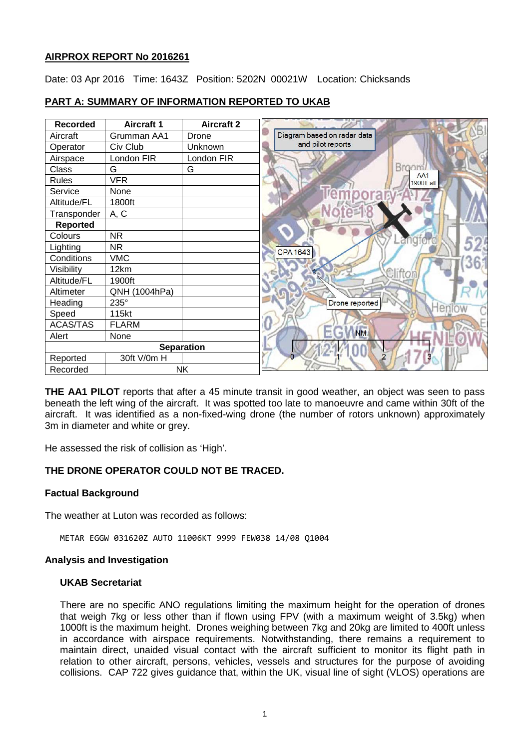**AIRPROX REPORT No 2016261**

Date: 03 Apr 2016 Time: 1643Z Position: 5202N 00021W Location: Chicksands

## PART A: SUMMARY OF INFORMATION REPORTED TO UKAB

| Recorded | Aircraft 1 | Aircraft 2 |
|---|---|---|
| Aircraft | Grumman AA1 | Drone |
| Operator | Civ Club | Unknown |
| Airspace | London FIR | London FIR |
| Class | G | G |
| Rules | VFR | |
| Service | None | |
| Altitude/FL | 1800ft | |
| Transponder | A, C | |
| **Reported** | | |
| Colours | NR | |
| Lighting | NR | |
| Conditions | VMC | |
| Visibility | 12km | |
| Altitude/FL | 1900ft | |
| Altimeter | QNH (1004hPa) | |
| Heading | 235° | |
| Speed | 115kt | |
| ACAS/TAS | FLARM | |
| Alert | None | |
| **Separation** | | |
| Reported | 30ft V/0m H | |
| Recorded | NK | |

Diagram based on radar data and pilot reports

**THE AA1 PILOT** reports that after a 45 minute transit in good weather, an object was seen to pass beneath the left wing of the aircraft. It was spotted too late to manoeuvre and came within 30ft of the aircraft. It was identified as a non-fixed-wing drone (the number of rotors unknown) approximately 3m in diameter and white or grey.

He assessed the risk of collision as 'High'.

**THE DRONE OPERATOR COULD NOT BE TRACED.**

### Factual Background

The weather at Luton was recorded as follows:

```
METAR EGGW 031620Z AUTO 11006KT 9999 FEW038 14/08 Q1004
```

### Analysis and Investigation

#### UKAB Secretariat

There are no specific ANO regulations limiting the maximum height for the operation of drones that weigh 7kg or less other than if flown using FPV (with a maximum weight of 3.5kg) when 1000ft is the maximum height. Drones weighing between 7kg and 20kg are limited to 400ft unless in accordance with airspace requirements. Notwithstanding, there remains a requirement to maintain direct, unaided visual contact with the aircraft sufficient to monitor its flight path in relation to other aircraft, persons, vehicles, vessels and structures for the purpose of avoiding collisions. CAP 722 gives guidance that, within the UK, visual line of sight (VLOS) operations are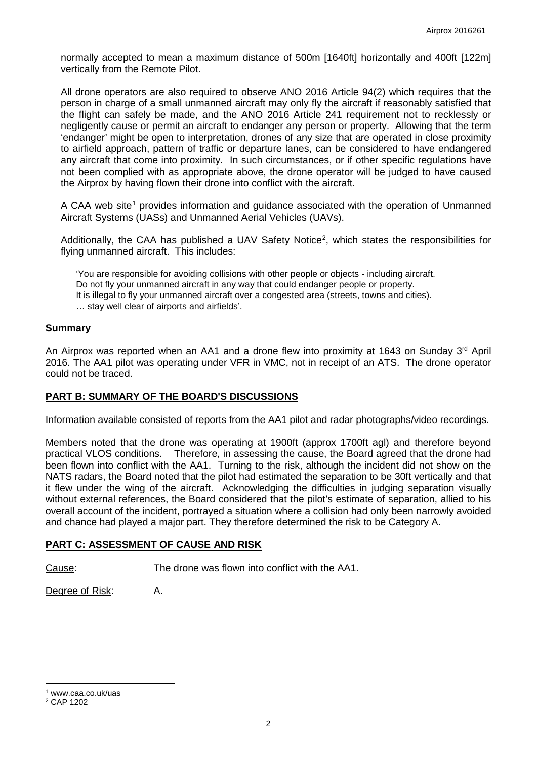normally accepted to mean a maximum distance of 500m [1640ft] horizontally and 400ft [122m] vertically from the Remote Pilot.

All drone operators are also required to observe ANO 2016 Article 94(2) which requires that the person in charge of a small unmanned aircraft may only fly the aircraft if reasonably satisfied that the flight can safely be made, and the ANO 2016 Article 241 requirement not to recklessly or negligently cause or permit an aircraft to endanger any person or property. Allowing that the term 'endanger' might be open to interpretation, drones of any size that are operated in close proximity to airfield approach, pattern of traffic or departure lanes, can be considered to have endangered any aircraft that come into proximity. In such circumstances, or if other specific regulations have not been complied with as appropriate above, the drone operator will be judged to have caused the Airprox by having flown their drone into conflict with the aircraft.

A CAA web site[1] provides information and guidance associated with the operation of Unmanned Aircraft Systems (UASs) and Unmanned Aerial Vehicles (UAVs).

Additionally, the CAA has published a UAV Safety Notice[2], which states the responsibilities for flying unmanned aircraft. This includes:

> 'You are responsible for avoiding collisions with other people or objects - including aircraft.
> Do not fly your unmanned aircraft in any way that could endanger people or property.
> It is illegal to fly your unmanned aircraft over a congested area (streets, towns and cities).
> … stay well clear of airports and airfields'.

### Summary

An Airprox was reported when an AA1 and a drone flew into proximity at 1643 on Sunday 3rd April 2016. The AA1 pilot was operating under VFR in VMC, not in receipt of an ATS. The drone operator could not be traced.

## PART B: SUMMARY OF THE BOARD'S DISCUSSIONS

Information available consisted of reports from the AA1 pilot and radar photographs/video recordings.

Members noted that the drone was operating at 1900ft (approx 1700ft agl) and therefore beyond practical VLOS conditions. Therefore, in assessing the cause, the Board agreed that the drone had been flown into conflict with the AA1. Turning to the risk, although the incident did not show on the NATS radars, the Board noted that the pilot had estimated the separation to be 30ft vertically and that it flew under the wing of the aircraft. Acknowledging the difficulties in judging separation visually without external references, the Board considered that the pilot's estimate of separation, allied to his overall account of the incident, portrayed a situation where a collision had only been narrowly avoided and chance had played a major part. They therefore determined the risk to be Category A.

## PART C: ASSESSMENT OF CAUSE AND RISK

Cause: The drone was flown into conflict with the AA1.

Degree of Risk: A.

---

[1] www.caa.co.uk/uas
[2] CAP 1202